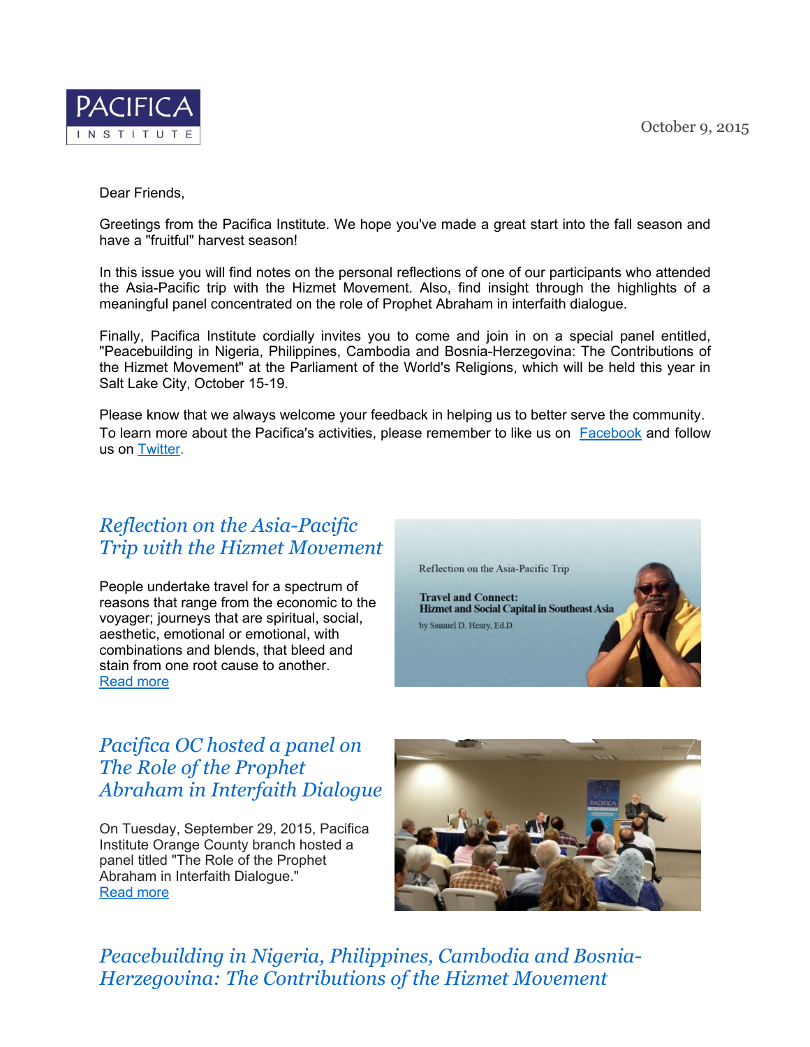PACIFICA INSTITUTE

October 9, 2015

Dear Friends,

Greetings from the Pacifica Institute. We hope you've made a great start into the fall season and have a "fruitful" harvest season!

In this issue you will find notes on the personal reflections of one of our participants who attended the Asia-Pacific trip with the Hizmet Movement. Also, find insight through the highlights of a meaningful panel concentrated on the role of Prophet Abraham in interfaith dialogue.

Finally, Pacifica Institute cordially invites you to come and join in on a special panel entitled, "Peacebuilding in Nigeria, Philippines, Cambodia and Bosnia-Herzegovina: The Contributions of the Hizmet Movement" at the Parliament of the World's Religions, which will be held this year in Salt Lake City, October 15-19.

Please know that we always welcome your feedback in helping us to better serve the community. To learn more about the Pacifica's activities, please remember to like us on Facebook and follow us on Twitter.

## *Reflection on the Asia-Pacific Trip with the Hizmet Movement*

People undertake travel for a spectrum of reasons that range from the economic to the voyager; journeys that are spiritual, social, aesthetic, emotional or emotional, with combinations and blends, that bleed and stain from one root cause to another.
Read more

Reflection on the Asia-Pacific Trip

**Travel and Connect:**
**Hizmet and Social Capital in Southeast Asia**

by Samuel D. Henry, Ed.D.

## *Pacifica OC hosted a panel on The Role of the Prophet Abraham in Interfaith Dialogue*

On Tuesday, September 29, 2015, Pacifica Institute Orange County branch hosted a panel titled "The Role of the Prophet Abraham in Interfaith Dialogue."
Read more

## *Peacebuilding in Nigeria, Philippines, Cambodia and Bosnia-Herzegovina: The Contributions of the Hizmet Movement*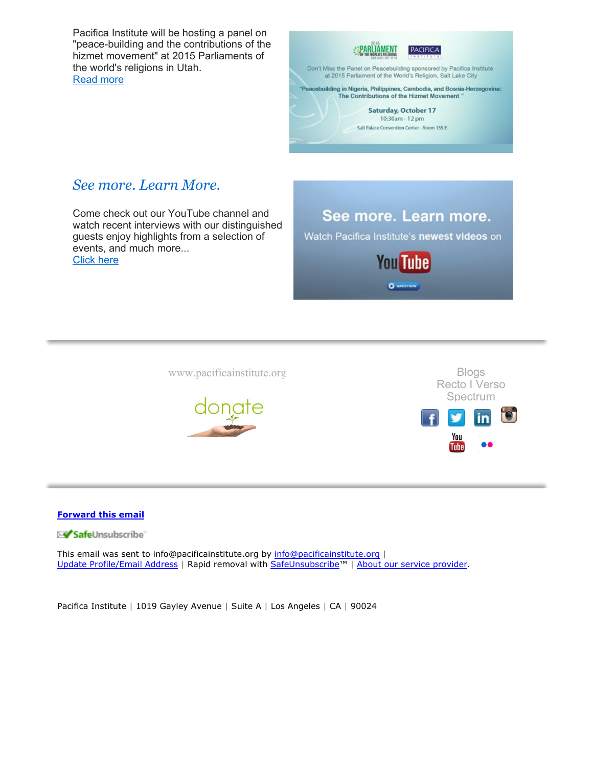Pacifica Institute will be hosting a panel on "peace-building and the contributions of the hizmet movement" at 2015 Parliaments of the world's religions in Utah.
Read more

Don't Miss the Panel on Peacebuilding sponsored by Pacifica Institute at 2015 Parliament of the World's Religion, Salt Lake City

"Peacebuilding in Nigeria, Philippines, Cambodia, and Bosnia-Herzegovina: The Contributions of the Hizmet Movement"

Saturday, October 17
10:30am - 12 pm
Salt Palace Convention Center - Room 155 E

## *See more. Learn More.*

Come check out our YouTube channel and watch recent interviews with our distinguished guests enjoy highlights from a selection of events, and much more...
Click here

See more. Learn more.
Watch Pacifica Institute's **newest videos** on
YouTube

www.pacificainstitute.org

donate

Blogs
Recto I Verso
Spectrum

**Forward this email**

SafeUnsubscribe

This email was sent to info@pacificainstitute.org by info@pacificainstitute.org |
Update Profile/Email Address | Rapid removal with SafeUnsubscribe™ | About our service provider.

Pacifica Institute | 1019 Gayley Avenue | Suite A | Los Angeles | CA | 90024